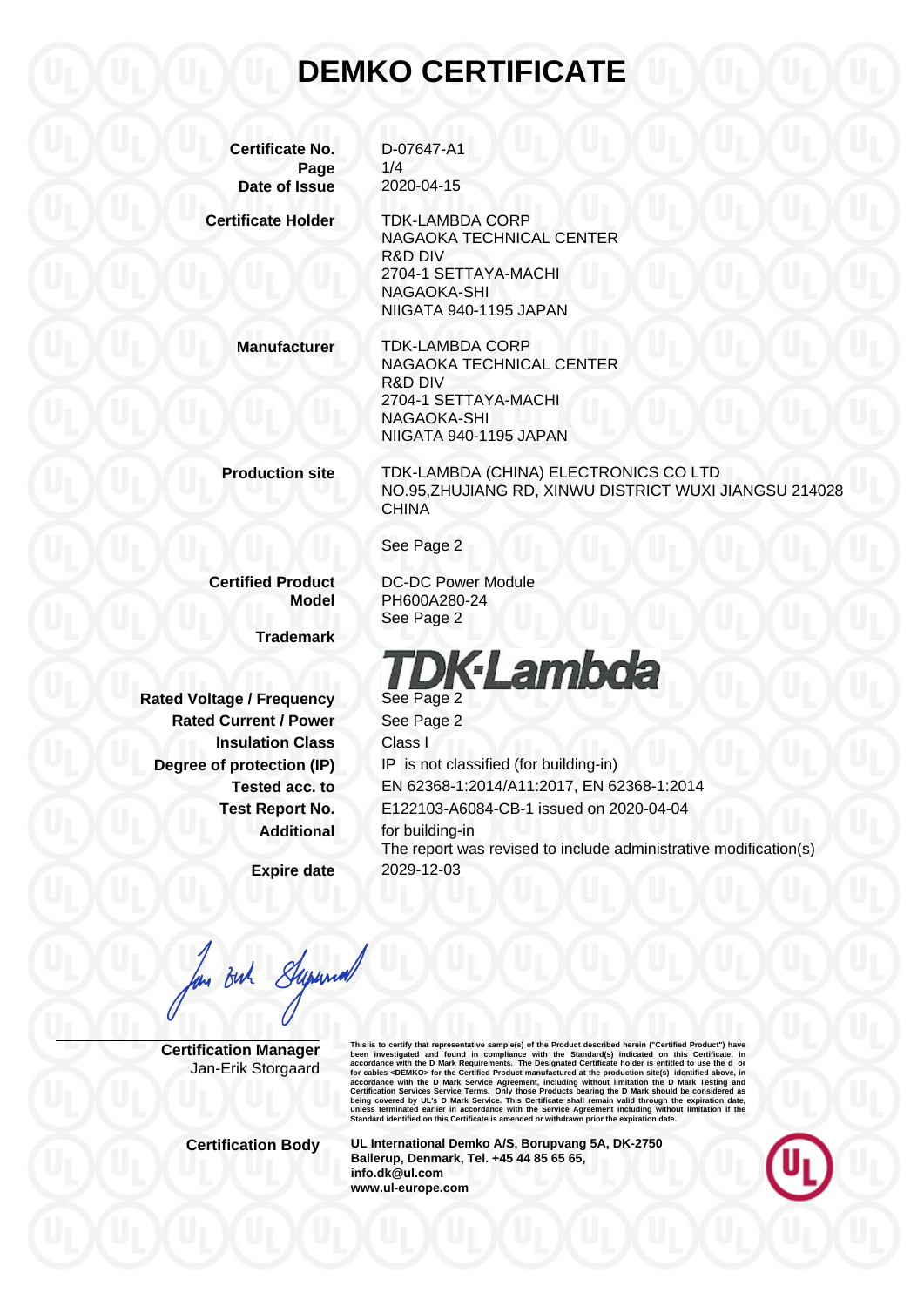# DEMKO CERTIFICATE

| | |
|---|---|
| **Certificate No.** | D-07647-A1 |
| **Page** | 1/4 |
| **Date of Issue** | 2020-04-15 |
| **Certificate Holder** | TDK-LAMBDA CORP<br>NAGAOKA TECHNICAL CENTER<br>R&D DIV<br>2704-1 SETTAYA-MACHI<br>NAGAOKA-SHI<br>NIIGATA 940-1195 JAPAN |
| **Manufacturer** | TDK-LAMBDA CORP<br>NAGAOKA TECHNICAL CENTER<br>R&D DIV<br>2704-1 SETTAYA-MACHI<br>NAGAOKA-SHI<br>NIIGATA 940-1195 JAPAN |
| **Production site** | TDK-LAMBDA (CHINA) ELECTRONICS CO LTD<br>NO.95,ZHUJIANG RD, XINWU DISTRICT WUXI JIANGSU 214028 CHINA<br><br>See Page 2 |
| **Certified Product** | DC-DC Power Module |
| **Model** | PH600A280-24<br>See Page 2 |
| **Trademark** | TDK-Lambda |
| **Rated Voltage / Frequency** | See Page 2 |
| **Rated Current / Power** | See Page 2 |
| **Insulation Class** | Class I |
| **Degree of protection (IP)** | IP is not classified (for building-in) |
| **Tested acc. to** | EN 62368-1:2014/A11:2017, EN 62368-1:2014 |
| **Test Report No.** | E122103-A6084-CB-1 issued on 2020-04-04 |
| **Additional** | for building-in<br>The report was revised to include administrative modification(s) |
| **Expire date** | 2029-12-03 |

**Certification Manager**
Jan-Erik Storgaard

This is to certify that representative sample(s) of the Product described herein ("Certified Product") have been investigated and found in compliance with the Standard(s) indicated on this Certificate, in accordance with the D Mark Requirements. The Designated Certificate holder is entitled to use the d or for cables <DEMKO> for the Certified Product manufactured at the production site(s) identified above, in accordance with the D Mark Service Agreement, including without limitation the D Mark Testing and Certification Services Service Terms. Only those Products bearing the D Mark should be considered as being covered by UL's D Mark Service. This Certificate shall remain valid through the expiration date, unless terminated earlier in accordance with the Service Agreement including without limitation if the Standard identified on this Certificate is amended or withdrawn prior the expiration date.

**Certification Body**

**UL International Demko A/S, Borupvang 5A, DK-2750 Ballerup, Denmark, Tel. +45 44 85 65 65, info.dk@ul.com www.ul-europe.com**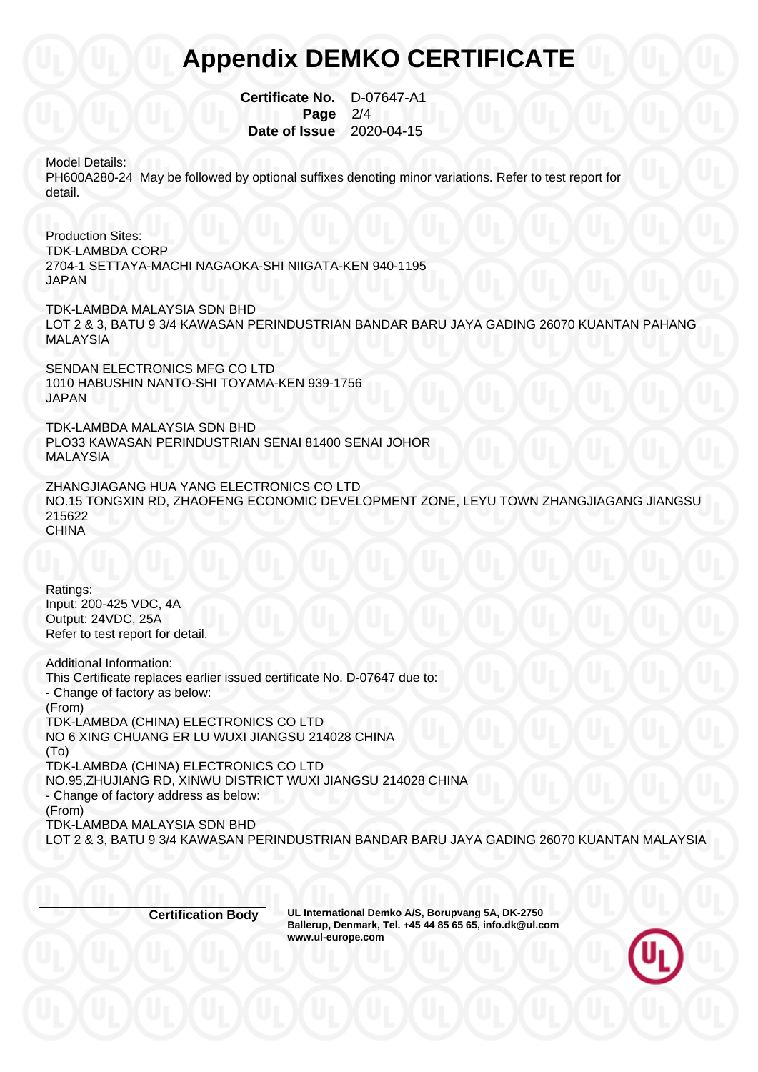# Appendix DEMKO CERTIFICATE

**Certificate No.** D-07647-A1
**Page** 2/4
**Date of Issue** 2020-04-15

Model Details:
PH600A280-24 May be followed by optional suffixes denoting minor variations. Refer to test report for detail.

Production Sites:
TDK-LAMBDA CORP
2704-1 SETTAYA-MACHI NAGAOKA-SHI NIIGATA-KEN 940-1195
JAPAN

TDK-LAMBDA MALAYSIA SDN BHD
LOT 2 & 3, BATU 9 3/4 KAWASAN PERINDUSTRIAN BANDAR BARU JAYA GADING 26070 KUANTAN PAHANG
MALAYSIA

SENDAN ELECTRONICS MFG CO LTD
1010 HABUSHIN NANTO-SHI TOYAMA-KEN 939-1756
JAPAN

TDK-LAMBDA MALAYSIA SDN BHD
PLO33 KAWASAN PERINDUSTRIAN SENAI 81400 SENAI JOHOR
MALAYSIA

ZHANGJIAGANG HUA YANG ELECTRONICS CO LTD
NO.15 TONGXIN RD, ZHAOFENG ECONOMIC DEVELOPMENT ZONE, LEYU TOWN ZHANGJIAGANG JIANGSU 215622
CHINA

Ratings:
Input: 200-425 VDC, 4A
Output: 24VDC, 25A
Refer to test report for detail.

Additional Information:
This Certificate replaces earlier issued certificate No. D-07647 due to:
- Change of factory as below:
(From)
TDK-LAMBDA (CHINA) ELECTRONICS CO LTD
NO 6 XING CHUANG ER LU WUXI JIANGSU 214028 CHINA
(To)
TDK-LAMBDA (CHINA) ELECTRONICS CO LTD
NO.95,ZHUJIANG RD, XINWU DISTRICT WUXI JIANGSU 214028 CHINA
- Change of factory address as below:
(From)
TDK-LAMBDA MALAYSIA SDN BHD
LOT 2 & 3, BATU 9 3/4 KAWASAN PERINDUSTRIAN BANDAR BARU JAYA GADING 26070 KUANTAN MALAYSIA

**Certification Body** **UL International Demko A/S, Borupvang 5A, DK-2750 Ballerup, Denmark, Tel. +45 44 85 65 65, info.dk@ul.com www.ul-europe.com**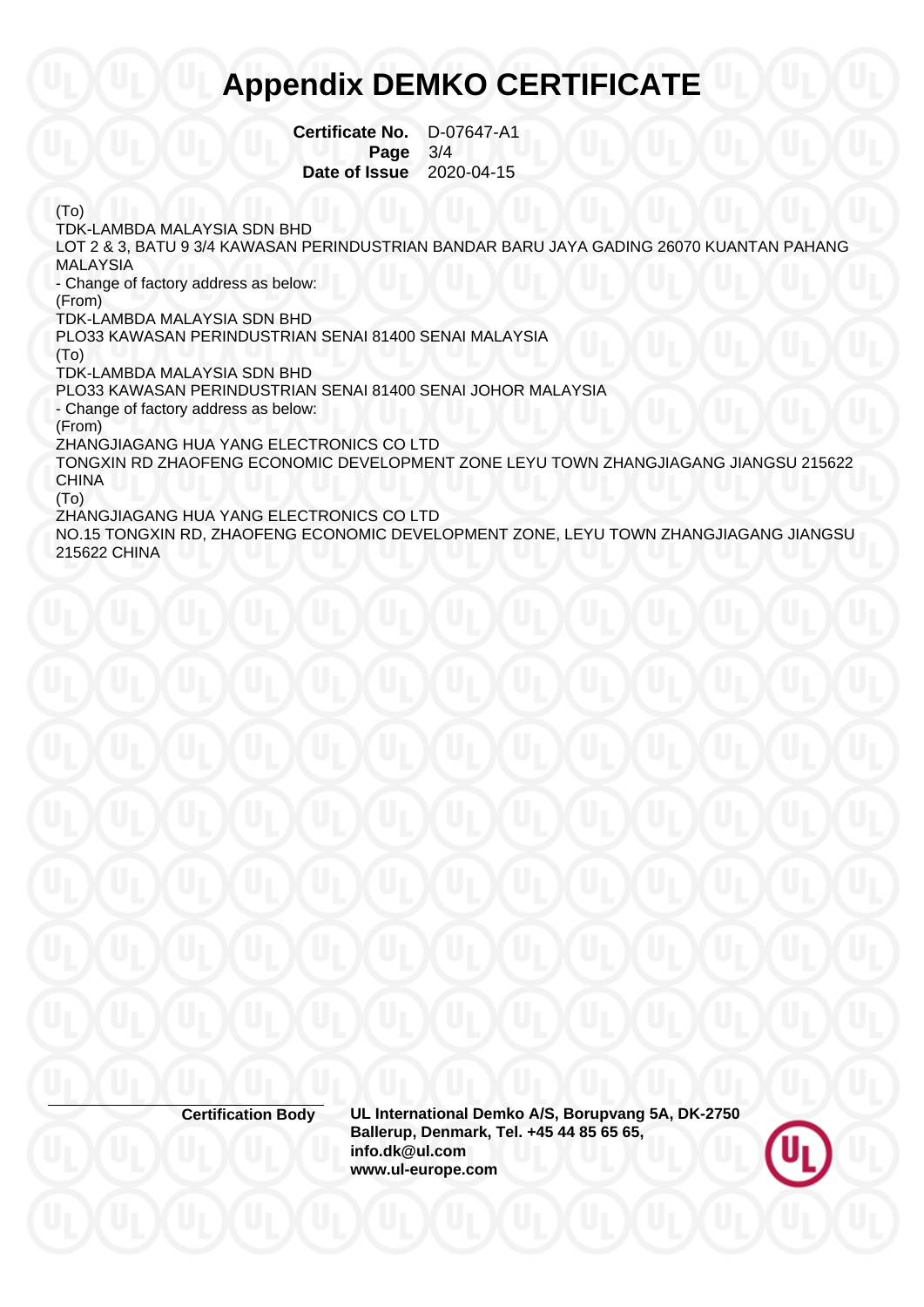# Appendix DEMKO CERTIFICATE

**Certificate No.** D-07647-A1
**Page** 3/4
**Date of Issue** 2020-04-15

(To)
TDK-LAMBDA MALAYSIA SDN BHD
LOT 2 & 3, BATU 9 3/4 KAWASAN PERINDUSTRIAN BANDAR BARU JAYA GADING 26070 KUANTAN PAHANG MALAYSIA
- Change of factory address as below:
(From)
TDK-LAMBDA MALAYSIA SDN BHD
PLO33 KAWASAN PERINDUSTRIAN SENAI 81400 SENAI MALAYSIA
(To)
TDK-LAMBDA MALAYSIA SDN BHD
PLO33 KAWASAN PERINDUSTRIAN SENAI 81400 SENAI JOHOR MALAYSIA
- Change of factory address as below:
(From)
ZHANGJIAGANG HUA YANG ELECTRONICS CO LTD
TONGXIN RD ZHAOFENG ECONOMIC DEVELOPMENT ZONE LEYU TOWN ZHANGJIAGANG JIANGSU 215622 CHINA
(To)
ZHANGJIAGANG HUA YANG ELECTRONICS CO LTD
NO.15 TONGXIN RD, ZHAOFENG ECONOMIC DEVELOPMENT ZONE, LEYU TOWN ZHANGJIAGANG JIANGSU 215622 CHINA

**Certification Body** **UL International Demko A/S, Borupvang 5A, DK-2750 Ballerup, Denmark, Tel. +45 44 85 65 65, info.dk@ul.com www.ul-europe.com**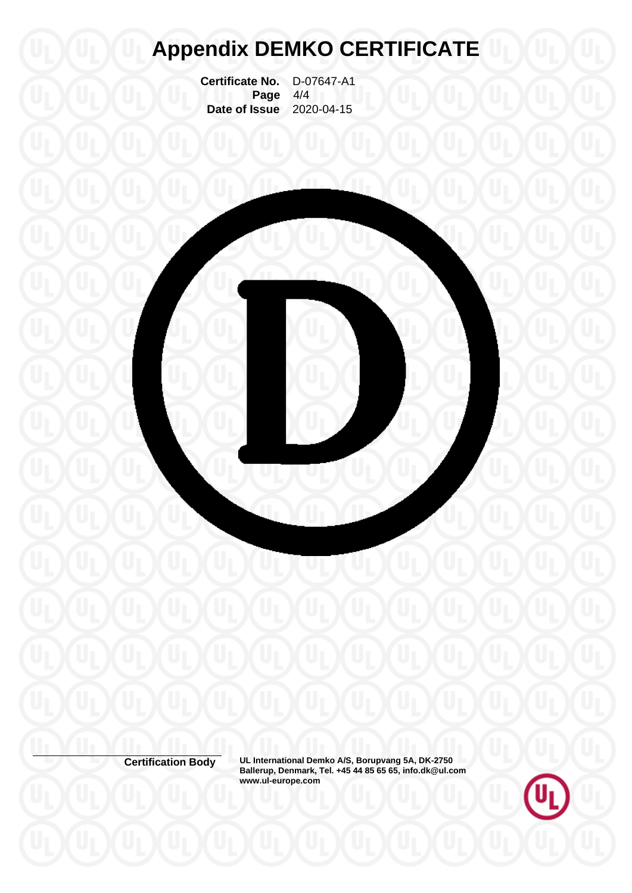# Appendix DEMKO CERTIFICATE

**Certificate No.** D-07647-A1
**Page** 4/4
**Date of Issue** 2020-04-15

**Certification Body** UL International Demko A/S, Borupvang 5A, DK-2750 Ballerup, Denmark, Tel. +45 44 85 65 65, info.dk@ul.com www.ul-europe.com